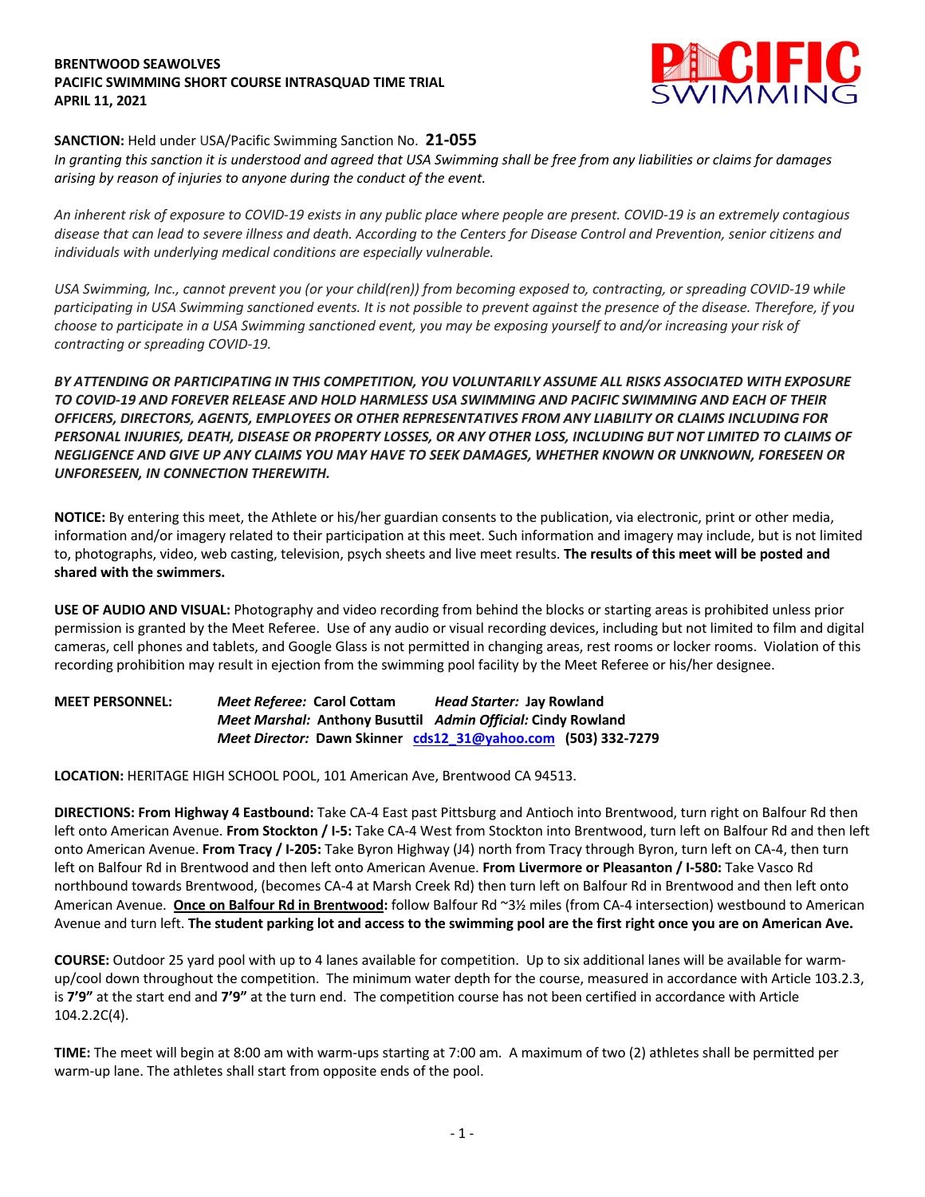**BRENTWOOD SEAWOLVES**
**PACIFIC SWIMMING SHORT COURSE INTRASQUAD TIME TRIAL**
**APRIL 11, 2021**

**SANCTION:** Held under USA/Pacific Swimming Sanction No. **21-055**
*In granting this sanction it is understood and agreed that USA Swimming shall be free from any liabilities or claims for damages arising by reason of injuries to anyone during the conduct of the event.*

*An inherent risk of exposure to COVID-19 exists in any public place where people are present. COVID-19 is an extremely contagious disease that can lead to severe illness and death. According to the Centers for Disease Control and Prevention, senior citizens and individuals with underlying medical conditions are especially vulnerable.*

*USA Swimming, Inc., cannot prevent you (or your child(ren)) from becoming exposed to, contracting, or spreading COVID-19 while participating in USA Swimming sanctioned events. It is not possible to prevent against the presence of the disease. Therefore, if you choose to participate in a USA Swimming sanctioned event, you may be exposing yourself to and/or increasing your risk of contracting or spreading COVID-19.*

***BY ATTENDING OR PARTICIPATING IN THIS COMPETITION, YOU VOLUNTARILY ASSUME ALL RISKS ASSOCIATED WITH EXPOSURE TO COVID-19 AND FOREVER RELEASE AND HOLD HARMLESS USA SWIMMING AND PACIFIC SWIMMING AND EACH OF THEIR OFFICERS, DIRECTORS, AGENTS, EMPLOYEES OR OTHER REPRESENTATIVES FROM ANY LIABILITY OR CLAIMS INCLUDING FOR PERSONAL INJURIES, DEATH, DISEASE OR PROPERTY LOSSES, OR ANY OTHER LOSS, INCLUDING BUT NOT LIMITED TO CLAIMS OF NEGLIGENCE AND GIVE UP ANY CLAIMS YOU MAY HAVE TO SEEK DAMAGES, WHETHER KNOWN OR UNKNOWN, FORESEEN OR UNFORESEEN, IN CONNECTION THEREWITH.***

**NOTICE:** By entering this meet, the Athlete or his/her guardian consents to the publication, via electronic, print or other media, information and/or imagery related to their participation at this meet. Such information and imagery may include, but is not limited to, photographs, video, web casting, television, psych sheets and live meet results. **The results of this meet will be posted and shared with the swimmers.**

**USE OF AUDIO AND VISUAL:** Photography and video recording from behind the blocks or starting areas is prohibited unless prior permission is granted by the Meet Referee. Use of any audio or visual recording devices, including but not limited to film and digital cameras, cell phones and tablets, and Google Glass is not permitted in changing areas, rest rooms or locker rooms. Violation of this recording prohibition may result in ejection from the swimming pool facility by the Meet Referee or his/her designee.

**MEET PERSONNEL:** ***Meet Referee:*** **Carol Cottam** ***Head Starter:*** **Jay Rowland**
***Meet Marshal:*** **Anthony Busuttil** ***Admin Official:*** **Cindy Rowland**
***Meet Director:*** **Dawn Skinner** **cds12_31@yahoo.com** **(503) 332-7279**

**LOCATION:** HERITAGE HIGH SCHOOL POOL, 101 American Ave, Brentwood CA 94513.

**DIRECTIONS: From Highway 4 Eastbound:** Take CA-4 East past Pittsburg and Antioch into Brentwood, turn right on Balfour Rd then left onto American Avenue. **From Stockton / I-5:** Take CA-4 West from Stockton into Brentwood, turn left on Balfour Rd and then left onto American Avenue. **From Tracy / I-205:** Take Byron Highway (J4) north from Tracy through Byron, turn left on CA-4, then turn left on Balfour Rd in Brentwood and then left onto American Avenue. **From Livermore or Pleasanton / I-580:** Take Vasco Rd northbound towards Brentwood, (becomes CA-4 at Marsh Creek Rd) then turn left on Balfour Rd in Brentwood and then left onto American Avenue. **Once on Balfour Rd in Brentwood:** follow Balfour Rd ~3½ miles (from CA-4 intersection) westbound to American Avenue and turn left. **The student parking lot and access to the swimming pool are the first right once you are on American Ave.**

**COURSE:** Outdoor 25 yard pool with up to 4 lanes available for competition. Up to six additional lanes will be available for warm-up/cool down throughout the competition. The minimum water depth for the course, measured in accordance with Article 103.2.3, is **7'9"** at the start end and **7'9"** at the turn end. The competition course has not been certified in accordance with Article 104.2.2C(4).

**TIME:** The meet will begin at 8:00 am with warm-ups starting at 7:00 am. A maximum of two (2) athletes shall be permitted per warm-up lane. The athletes shall start from opposite ends of the pool.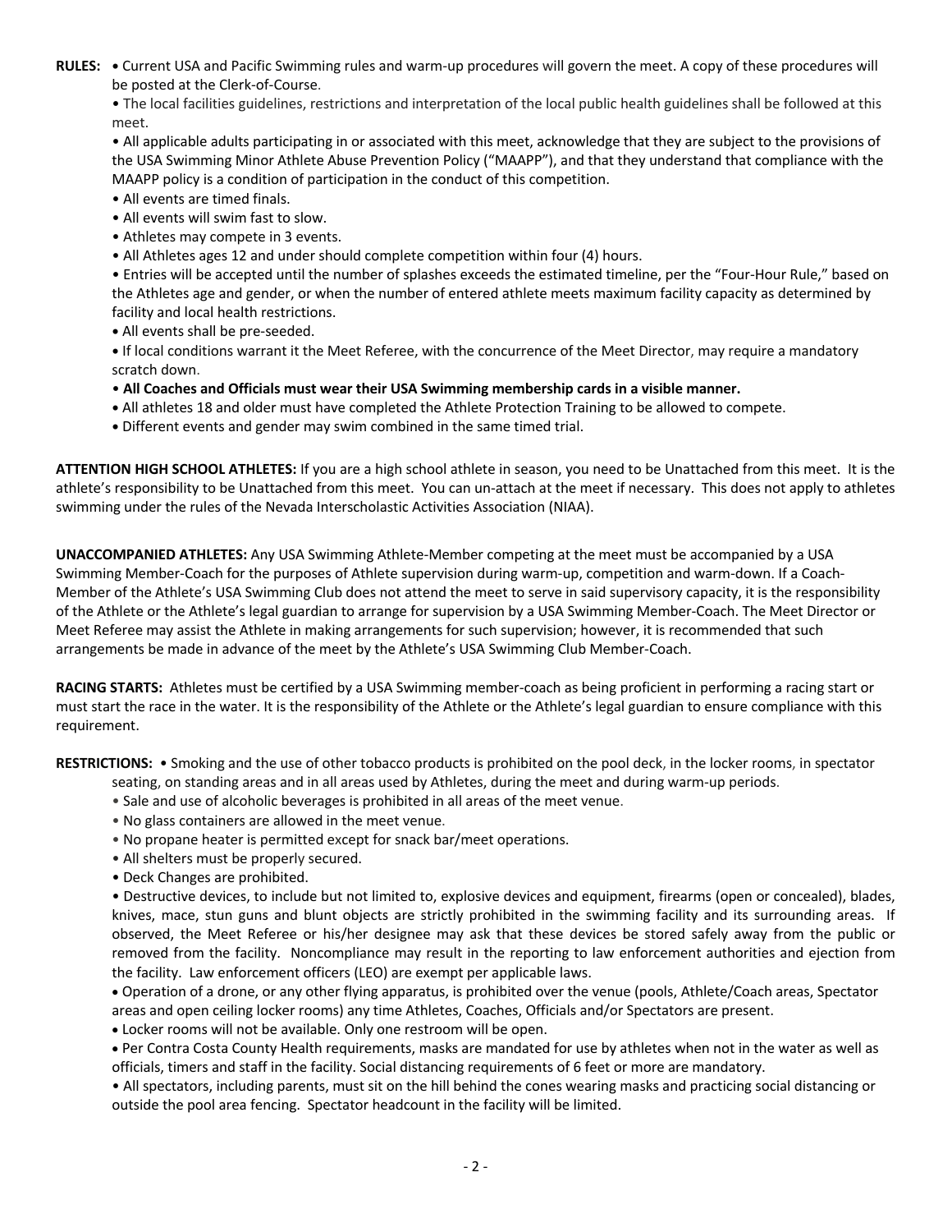**RULES:**

- Current USA and Pacific Swimming rules and warm-up procedures will govern the meet. A copy of these procedures will be posted at the Clerk-of-Course.
- The local facilities guidelines, restrictions and interpretation of the local public health guidelines shall be followed at this meet.
- All applicable adults participating in or associated with this meet, acknowledge that they are subject to the provisions of the USA Swimming Minor Athlete Abuse Prevention Policy ("MAAPP"), and that they understand that compliance with the MAAPP policy is a condition of participation in the conduct of this competition.
- All events are timed finals.
- All events will swim fast to slow.
- Athletes may compete in 3 events.
- All Athletes ages 12 and under should complete competition within four (4) hours.
- Entries will be accepted until the number of splashes exceeds the estimated timeline, per the "Four-Hour Rule," based on the Athletes age and gender, or when the number of entered athlete meets maximum facility capacity as determined by facility and local health restrictions.
- All events shall be pre-seeded.
- If local conditions warrant it the Meet Referee, with the concurrence of the Meet Director, may require a mandatory scratch down.
- **All Coaches and Officials must wear their USA Swimming membership cards in a visible manner.**
- All athletes 18 and older must have completed the Athlete Protection Training to be allowed to compete.
- Different events and gender may swim combined in the same timed trial.

**ATTENTION HIGH SCHOOL ATHLETES:** If you are a high school athlete in season, you need to be Unattached from this meet. It is the athlete's responsibility to be Unattached from this meet. You can un-attach at the meet if necessary. This does not apply to athletes swimming under the rules of the Nevada Interscholastic Activities Association (NIAA).

**UNACCOMPANIED ATHLETES:** Any USA Swimming Athlete-Member competing at the meet must be accompanied by a USA Swimming Member-Coach for the purposes of Athlete supervision during warm-up, competition and warm-down. If a Coach-Member of the Athlete's USA Swimming Club does not attend the meet to serve in said supervisory capacity, it is the responsibility of the Athlete or the Athlete's legal guardian to arrange for supervision by a USA Swimming Member-Coach. The Meet Director or Meet Referee may assist the Athlete in making arrangements for such supervision; however, it is recommended that such arrangements be made in advance of the meet by the Athlete's USA Swimming Club Member-Coach.

**RACING STARTS:** Athletes must be certified by a USA Swimming member-coach as being proficient in performing a racing start or must start the race in the water. It is the responsibility of the Athlete or the Athlete's legal guardian to ensure compliance with this requirement.

**RESTRICTIONS:**

- Smoking and the use of other tobacco products is prohibited on the pool deck, in the locker rooms, in spectator seating, on standing areas and in all areas used by Athletes, during the meet and during warm-up periods.
- Sale and use of alcoholic beverages is prohibited in all areas of the meet venue.
- No glass containers are allowed in the meet venue.
- No propane heater is permitted except for snack bar/meet operations.
- All shelters must be properly secured.
- Deck Changes are prohibited.
- Destructive devices, to include but not limited to, explosive devices and equipment, firearms (open or concealed), blades, knives, mace, stun guns and blunt objects are strictly prohibited in the swimming facility and its surrounding areas. If observed, the Meet Referee or his/her designee may ask that these devices be stored safely away from the public or removed from the facility. Noncompliance may result in the reporting to law enforcement authorities and ejection from the facility. Law enforcement officers (LEO) are exempt per applicable laws.
- Operation of a drone, or any other flying apparatus, is prohibited over the venue (pools, Athlete/Coach areas, Spectator areas and open ceiling locker rooms) any time Athletes, Coaches, Officials and/or Spectators are present.
- Locker rooms will not be available. Only one restroom will be open.
- Per Contra Costa County Health requirements, masks are mandated for use by athletes when not in the water as well as officials, timers and staff in the facility. Social distancing requirements of 6 feet or more are mandatory.
- All spectators, including parents, must sit on the hill behind the cones wearing masks and practicing social distancing or outside the pool area fencing. Spectator headcount in the facility will be limited.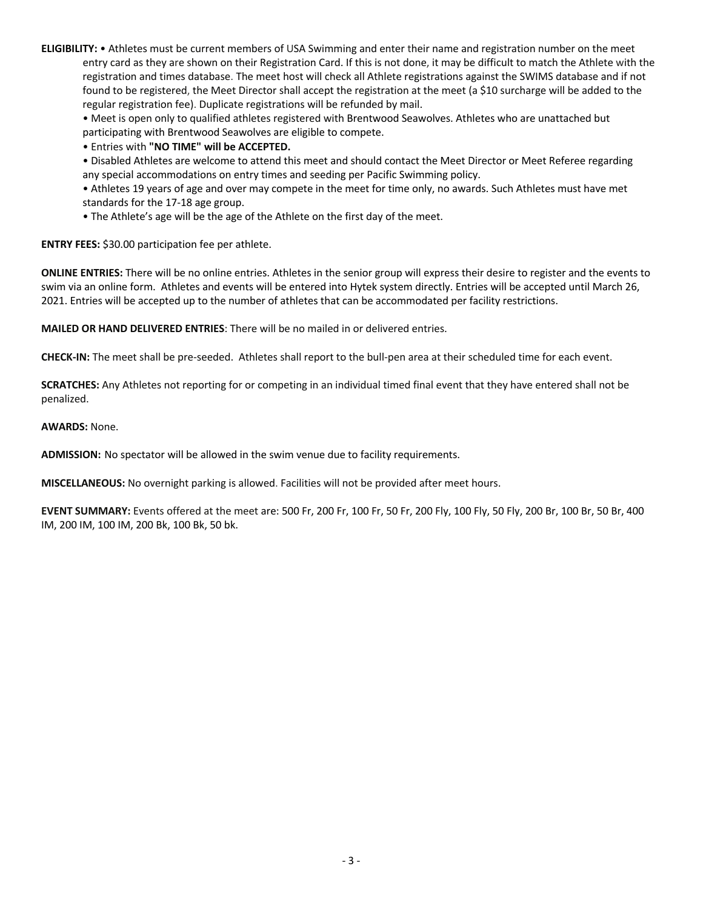**ELIGIBILITY:** • Athletes must be current members of USA Swimming and enter their name and registration number on the meet entry card as they are shown on their Registration Card. If this is not done, it may be difficult to match the Athlete with the registration and times database. The meet host will check all Athlete registrations against the SWIMS database and if not found to be registered, the Meet Director shall accept the registration at the meet (a $10 surcharge will be added to the regular registration fee). Duplicate registrations will be refunded by mail.

• Meet is open only to qualified athletes registered with Brentwood Seawolves. Athletes who are unattached but participating with Brentwood Seawolves are eligible to compete.

• Entries with **"NO TIME" will be ACCEPTED.**

• Disabled Athletes are welcome to attend this meet and should contact the Meet Director or Meet Referee regarding any special accommodations on entry times and seeding per Pacific Swimming policy.

• Athletes 19 years of age and over may compete in the meet for time only, no awards. Such Athletes must have met standards for the 17-18 age group.

• The Athlete's age will be the age of the Athlete on the first day of the meet.

**ENTRY FEES:** $30.00 participation fee per athlete.

**ONLINE ENTRIES:** There will be no online entries. Athletes in the senior group will express their desire to register and the events to swim via an online form. Athletes and events will be entered into Hytek system directly. Entries will be accepted until March 26, 2021. Entries will be accepted up to the number of athletes that can be accommodated per facility restrictions.

**MAILED OR HAND DELIVERED ENTRIES**: There will be no mailed in or delivered entries.

**CHECK-IN:** The meet shall be pre-seeded. Athletes shall report to the bull-pen area at their scheduled time for each event.

**SCRATCHES:** Any Athletes not reporting for or competing in an individual timed final event that they have entered shall not be penalized.

**AWARDS:** None.

**ADMISSION:** No spectator will be allowed in the swim venue due to facility requirements.

**MISCELLANEOUS:** No overnight parking is allowed. Facilities will not be provided after meet hours.

**EVENT SUMMARY:** Events offered at the meet are: 500 Fr, 200 Fr, 100 Fr, 50 Fr, 200 Fly, 100 Fly, 50 Fly, 200 Br, 100 Br, 50 Br, 400 IM, 200 IM, 100 IM, 200 Bk, 100 Bk, 50 bk.